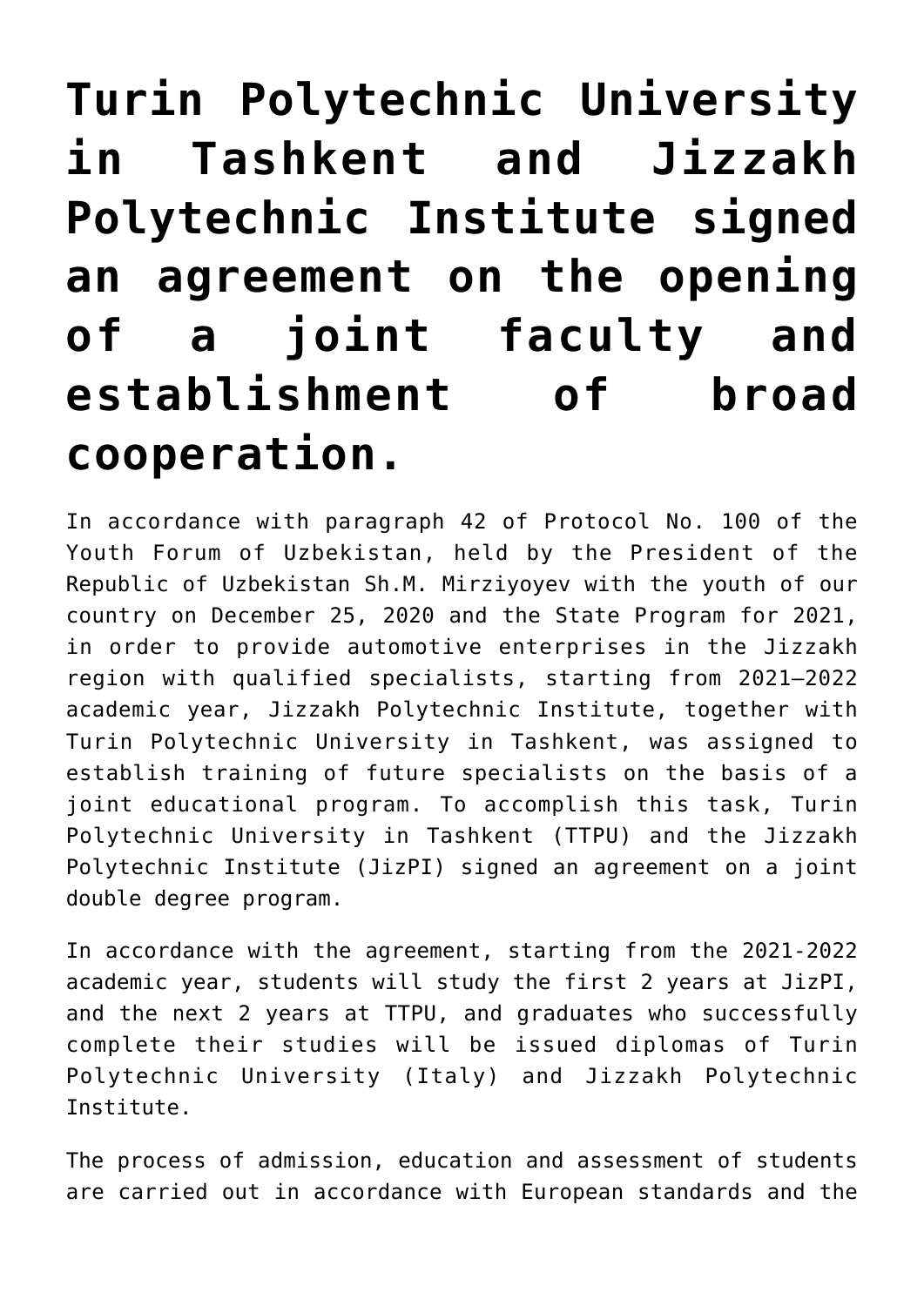# Turin Polytechnic University in Tashkent and Jizzakh Polytechnic Institute signed an agreement on the opening of a joint faculty and establishment of broad cooperation.

In accordance with paragraph 42 of Protocol No. 100 of the Youth Forum of Uzbekistan, held by the President of the Republic of Uzbekistan Sh.M. Mirziyoyev with the youth of our country on December 25, 2020 and the State Program for 2021, in order to provide automotive enterprises in the Jizzakh region with qualified specialists, starting from 2021–2022 academic year, Jizzakh Polytechnic Institute, together with Turin Polytechnic University in Tashkent, was assigned to establish training of future specialists on the basis of a joint educational program. To accomplish this task, Turin Polytechnic University in Tashkent (TTPU) and the Jizzakh Polytechnic Institute (JizPI) signed an agreement on a joint double degree program.

In accordance with the agreement, starting from the 2021-2022 academic year, students will study the first 2 years at JizPI, and the next 2 years at TTPU, and graduates who successfully complete their studies will be issued diplomas of Turin Polytechnic University (Italy) and Jizzakh Polytechnic Institute.

The process of admission, education and assessment of students are carried out in accordance with European standards and the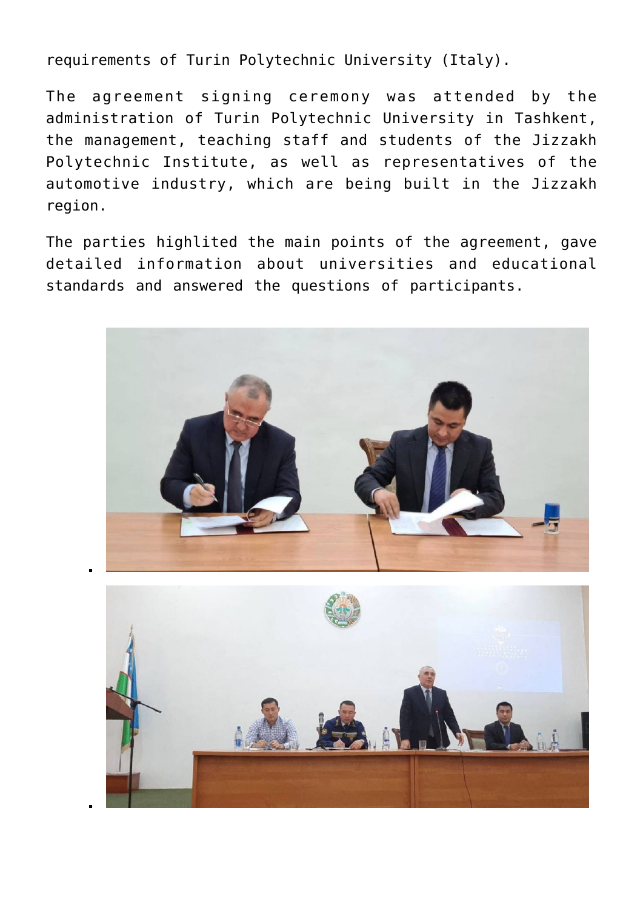requirements of Turin Polytechnic University (Italy).

The agreement signing ceremony was attended by the administration of Turin Polytechnic University in Tashkent, the management, teaching staff and students of the Jizzakh Polytechnic Institute, as well as representatives of the automotive industry, which are being built in the Jizzakh region.

The parties highlited the main points of the agreement, gave detailed information about universities and educational standards and answered the questions of participants.